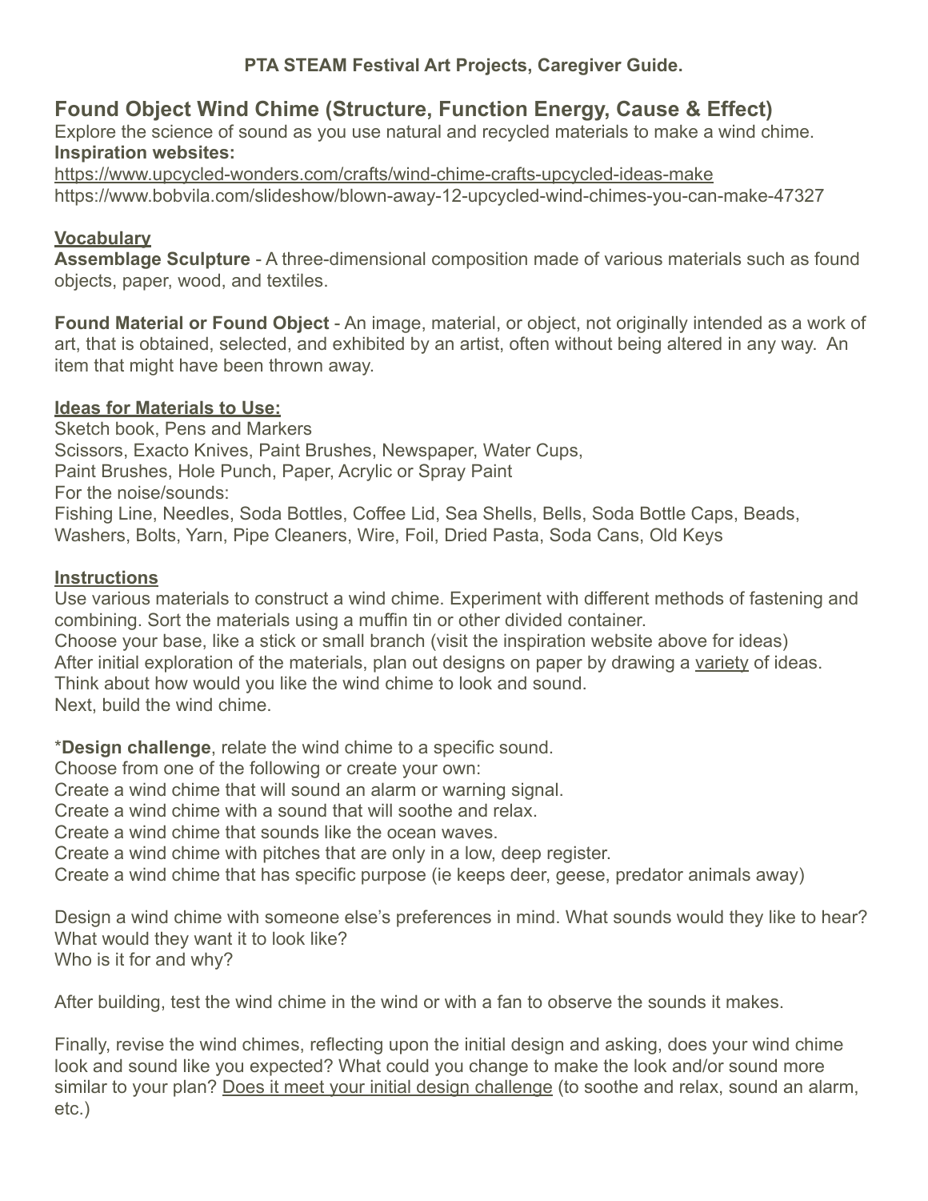**PTA STEAM Festival Art Projects, Caregiver Guide.**

## Found Object Wind Chime (Structure, Function Energy, Cause & Effect)

Explore the science of sound as you use natural and recycled materials to make a wind chime.
**Inspiration websites:**
https://www.upcycled-wonders.com/crafts/wind-chime-crafts-upcycled-ideas-make
https://www.bobvila.com/slideshow/blown-away-12-upcycled-wind-chimes-you-can-make-47327

**Vocabulary**

**Assemblage Sculpture** - A three-dimensional composition made of various materials such as found objects, paper, wood, and textiles.

**Found Material or Found Object** - An image, material, or object, not originally intended as a work of art, that is obtained, selected, and exhibited by an artist, often without being altered in any way. An item that might have been thrown away.

**Ideas for Materials to Use:**

Sketch book, Pens and Markers
Scissors, Exacto Knives, Paint Brushes, Newspaper, Water Cups,
Paint Brushes, Hole Punch, Paper, Acrylic or Spray Paint
For the noise/sounds:
Fishing Line, Needles, Soda Bottles, Coffee Lid, Sea Shells, Bells, Soda Bottle Caps, Beads, Washers, Bolts, Yarn, Pipe Cleaners, Wire, Foil, Dried Pasta, Soda Cans, Old Keys

**Instructions**

Use various materials to construct a wind chime. Experiment with different methods of fastening and combining. Sort the materials using a muffin tin or other divided container.
Choose your base, like a stick or small branch (visit the inspiration website above for ideas)
After initial exploration of the materials, plan out designs on paper by drawing a variety of ideas.
Think about how would you like the wind chime to look and sound.
Next, build the wind chime.

*__Design challenge__, relate the wind chime to a specific sound.
Choose from one of the following or create your own:
Create a wind chime that will sound an alarm or warning signal.
Create a wind chime with a sound that will soothe and relax.
Create a wind chime that sounds like the ocean waves.
Create a wind chime with pitches that are only in a low, deep register.
Create a wind chime that has specific purpose (ie keeps deer, geese, predator animals away)

Design a wind chime with someone else's preferences in mind. What sounds would they like to hear? What would they want it to look like?
Who is it for and why?

After building, test the wind chime in the wind or with a fan to observe the sounds it makes.

Finally, revise the wind chimes, reflecting upon the initial design and asking, does your wind chime look and sound like you expected? What could you change to make the look and/or sound more similar to your plan? Does it meet your initial design challenge (to soothe and relax, sound an alarm, etc.)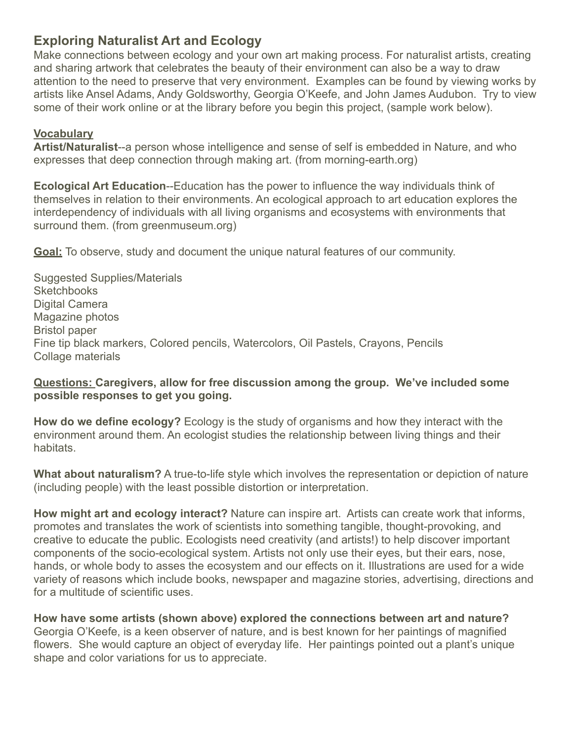## Exploring Naturalist Art and Ecology

Make connections between ecology and your own art making process. For naturalist artists, creating and sharing artwork that celebrates the beauty of their environment can also be a way to draw attention to the need to preserve that very environment. Examples can be found by viewing works by artists like Ansel Adams, Andy Goldsworthy, Georgia O'Keefe, and John James Audubon. Try to view some of their work online or at the library before you begin this project, (sample work below).

**Vocabulary**

**Artist/Naturalist**--a person whose intelligence and sense of self is embedded in Nature, and who expresses that deep connection through making art. (from morning-earth.org)

**Ecological Art Education**--Education has the power to influence the way individuals think of themselves in relation to their environments. An ecological approach to art education explores the interdependency of individuals with all living organisms and ecosystems with environments that surround them. (from greenmuseum.org)

**Goal:** To observe, study and document the unique natural features of our community.

Suggested Supplies/Materials
Sketchbooks
Digital Camera
Magazine photos
Bristol paper
Fine tip black markers, Colored pencils, Watercolors, Oil Pastels, Crayons, Pencils
Collage materials

**Questions: Caregivers, allow for free discussion among the group. We've included some possible responses to get you going.**

**How do we define ecology?** Ecology is the study of organisms and how they interact with the environment around them. An ecologist studies the relationship between living things and their habitats.

**What about naturalism?** A true-to-life style which involves the representation or depiction of nature (including people) with the least possible distortion or interpretation.

**How might art and ecology interact?** Nature can inspire art. Artists can create work that informs, promotes and translates the work of scientists into something tangible, thought-provoking, and creative to educate the public. Ecologists need creativity (and artists!) to help discover important components of the socio-ecological system. Artists not only use their eyes, but their ears, nose, hands, or whole body to asses the ecosystem and our effects on it. Illustrations are used for a wide variety of reasons which include books, newspaper and magazine stories, advertising, directions and for a multitude of scientific uses.

**How have some artists (shown above) explored the connections between art and nature?** Georgia O'Keefe, is a keen observer of nature, and is best known for her paintings of magnified flowers. She would capture an object of everyday life. Her paintings pointed out a plant's unique shape and color variations for us to appreciate.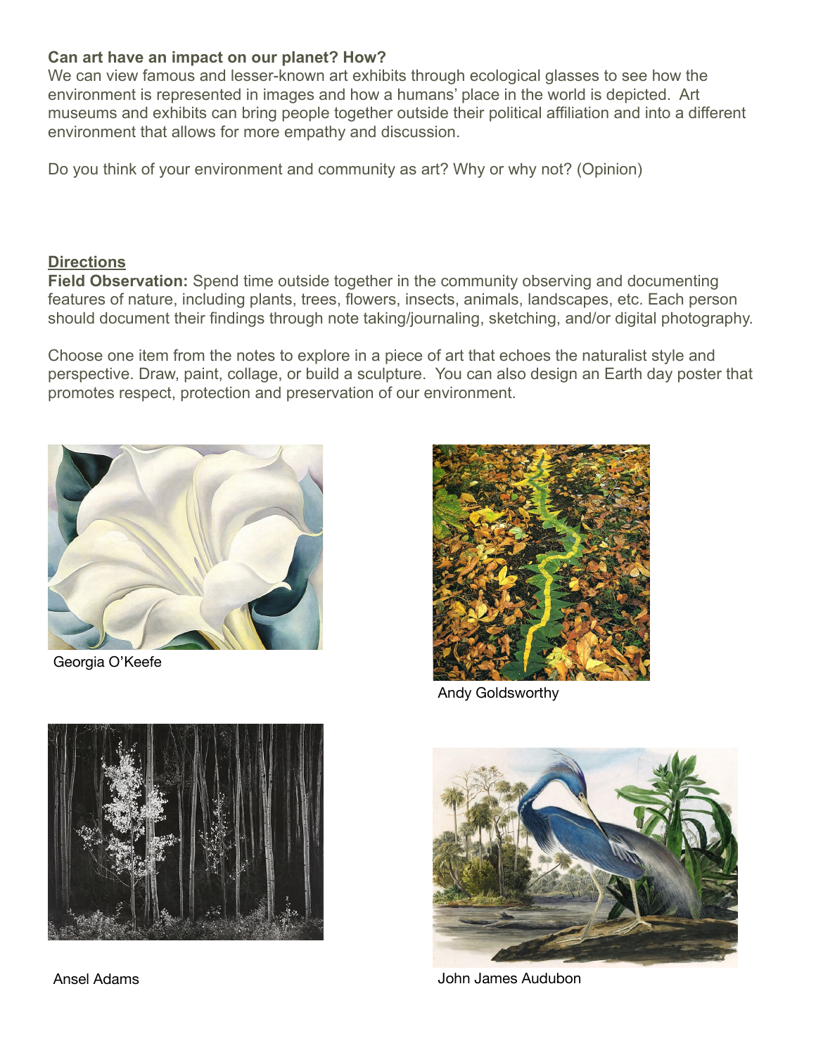**Can art have an impact on our planet? How?**
We can view famous and lesser-known art exhibits through ecological glasses to see how the environment is represented in images and how a humans' place in the world is depicted. Art museums and exhibits can bring people together outside their political affiliation and into a different environment that allows for more empathy and discussion.

Do you think of your environment and community as art? Why or why not? (Opinion)

**Directions**

**Field Observation:** Spend time outside together in the community observing and documenting features of nature, including plants, trees, flowers, insects, animals, landscapes, etc. Each person should document their findings through note taking/journaling, sketching, and/or digital photography.

Choose one item from the notes to explore in a piece of art that echoes the naturalist style and perspective. Draw, paint, collage, or build a sculpture. You can also design an Earth day poster that promotes respect, protection and preservation of our environment.

Georgia O'Keefe

Andy Goldsworthy

Ansel Adams

John James Audubon